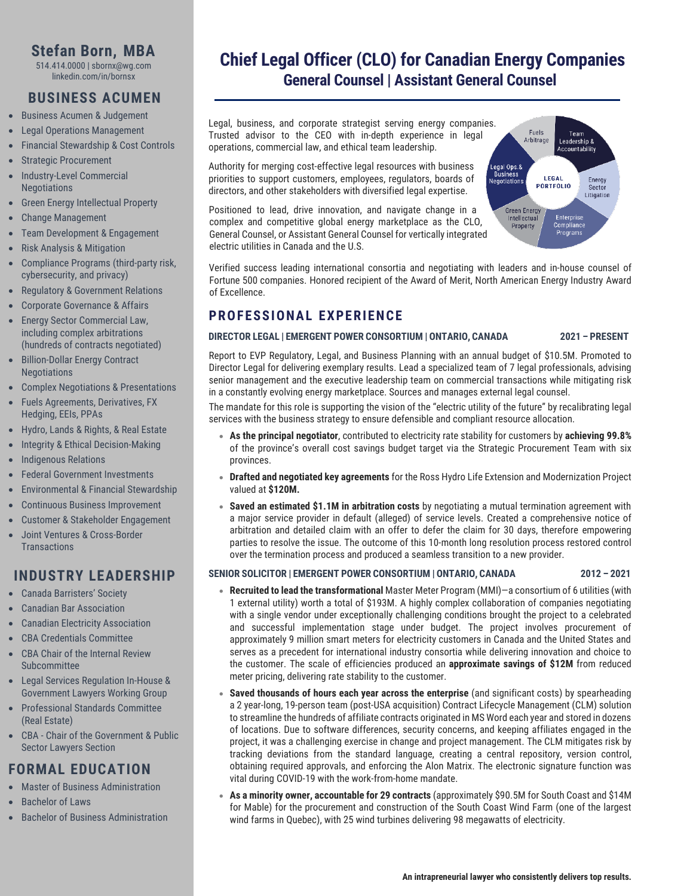# Stefan Born, MBA

514.414.0000 | sbornx@wg.com
linkedin.com/in/bornsx

## BUSINESS ACUMEN

- Business Acumen & Judgement
- Legal Operations Management
- Financial Stewardship & Cost Controls
- Strategic Procurement
- Industry-Level Commercial Negotiations
- Green Energy Intellectual Property
- Change Management
- Team Development & Engagement
- Risk Analysis & Mitigation
- Compliance Programs (third-party risk, cybersecurity, and privacy)
- Regulatory & Government Relations
- Corporate Governance & Affairs
- Energy Sector Commercial Law, including complex arbitrations (hundreds of contracts negotiated)
- Billion-Dollar Energy Contract Negotiations
- Complex Negotiations & Presentations
- Fuels Agreements, Derivatives, FX Hedging, EEIs, PPAs
- Hydro, Lands & Rights, & Real Estate
- Integrity & Ethical Decision-Making
- Indigenous Relations
- Federal Government Investments
- Environmental & Financial Stewardship
- Continuous Business Improvement
- Customer & Stakeholder Engagement
- Joint Ventures & Cross-Border Transactions

## INDUSTRY LEADERSHIP

- Canada Barristers' Society
- Canadian Bar Association
- Canadian Electricity Association
- CBA Credentials Committee
- CBA Chair of the Internal Review Subcommittee
- Legal Services Regulation In-House & Government Lawyers Working Group
- Professional Standards Committee (Real Estate)
- CBA - Chair of the Government & Public Sector Lawyers Section

## FORMAL EDUCATION

- Master of Business Administration
- Bachelor of Laws
- Bachelor of Business Administration

# Chief Legal Officer (CLO) for Canadian Energy Companies

## General Counsel | Assistant General Counsel

Legal, business, and corporate strategist serving energy companies. Trusted advisor to the CEO with in-depth experience in legal operations, commercial law, and ethical team leadership.

Authority for merging cost-effective legal resources with business priorities to support customers, employees, regulators, boards of directors, and other stakeholders with diversified legal expertise.

Positioned to lead, drive innovation, and navigate change in a complex and competitive global energy marketplace as the CLO, General Counsel, or Assistant General Counsel for vertically integrated electric utilities in Canada and the U.S.

LEGAL PORTFOLIO: Fuels Arbitrage | Team Leadership & Accountability | Energy Sector Litigation | Enterprise Compliance Programs | Green Energy Intellectual Property | Legal Ops. & Business Negotiations

Verified success leading international consortia and negotiating with leaders and in-house counsel of Fortune 500 companies. Honored recipient of the Award of Merit, North American Energy Industry Award of Excellence.

## PROFESSIONAL EXPERIENCE

**DIRECTOR LEGAL | EMERGENT POWER CONSORTIUM | ONTARIO, CANADA** — **2021 – PRESENT**

Report to EVP Regulatory, Legal, and Business Planning with an annual budget of $10.5M. Promoted to Director Legal for delivering exemplary results. Lead a specialized team of 7 legal professionals, advising senior management and the executive leadership team on commercial transactions while mitigating risk in a constantly evolving energy marketplace. Sources and manages external legal counsel.

The mandate for this role is supporting the vision of the "electric utility of the future" by recalibrating legal services with the business strategy to ensure defensible and compliant resource allocation.

- **As the principal negotiator**, contributed to electricity rate stability for customers by **achieving 99.8%** of the province's overall cost savings budget target via the Strategic Procurement Team with six provinces.
- **Drafted and negotiated key agreements** for the Ross Hydro Life Extension and Modernization Project valued at **$120M.**
- **Saved an estimated $1.1M in arbitration costs** by negotiating a mutual termination agreement with a major service provider in default (alleged) of service levels. Created a comprehensive notice of arbitration and detailed claim with an offer to defer the claim for 30 days, therefore empowering parties to resolve the issue. The outcome of this 10-month long resolution process restored control over the termination process and produced a seamless transition to a new provider.

**SENIOR SOLICITOR | EMERGENT POWER CONSORTIUM | ONTARIO, CANADA** — **2012 – 2021**

- **Recruited to lead the transformational** Master Meter Program (MMI)—a consortium of 6 utilities (with 1 external utility) worth a total of $193M. A highly complex collaboration of companies negotiating with a single vendor under exceptionally challenging conditions brought the project to a celebrated and successful implementation stage under budget. The project involves procurement of approximately 9 million smart meters for electricity customers in Canada and the United States and serves as a precedent for international industry consortia while delivering innovation and choice to the customer. The scale of efficiencies produced an **approximate savings of $12M** from reduced meter pricing, delivering rate stability to the customer.
- **Saved thousands of hours each year across the enterprise** (and significant costs) by spearheading a 2 year-long, 19-person team (post-USA acquisition) Contract Lifecycle Management (CLM) solution to streamline the hundreds of affiliate contracts originated in MS Word each year and stored in dozens of locations. Due to software differences, security concerns, and keeping affiliates engaged in the project, it was a challenging exercise in change and project management. The CLM mitigates risk by tracking deviations from the standard language, creating a central repository, version control, obtaining required approvals, and enforcing the Alon Matrix. The electronic signature function was vital during COVID-19 with the work-from-home mandate.
- **As a minority owner, accountable for 29 contracts** (approximately $90.5M for South Coast and $14M for Mable) for the procurement and construction of the South Coast Wind Farm (one of the largest wind farms in Quebec), with 25 wind turbines delivering 98 megawatts of electricity.

**An intrapreneurial lawyer who consistently delivers top results.**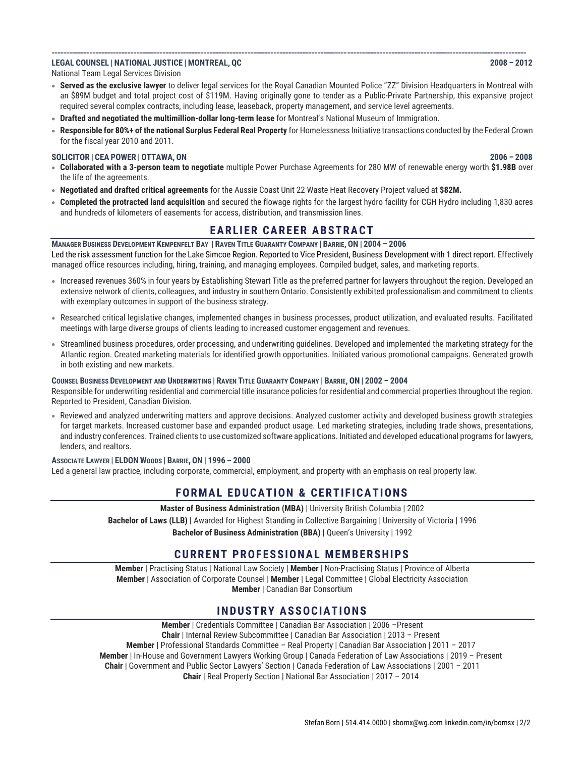**LEGAL COUNSEL | NATIONAL JUSTICE | MONTREAL, QC** **2008 – 2012**

National Team Legal Services Division

- **Served as the exclusive lawyer** to deliver legal services for the Royal Canadian Mounted Police "ZZ" Division Headquarters in Montreal with an $89M budget and total project cost of $119M. Having originally gone to tender as a Public-Private Partnership, this expansive project required several complex contracts, including lease, leaseback, property management, and service level agreements.
- **Drafted and negotiated the multimillion-dollar long-term lease** for Montreal's National Museum of Immigration.
- **Responsible for 80%+ of the national Surplus Federal Real Property** for Homelessness Initiative transactions conducted by the Federal Crown for the fiscal year 2010 and 2011.

**SOLICITOR | CEA POWER | OTTAWA, ON** **2006 – 2008**

- **Collaborated with a 3-person team to negotiate** multiple Power Purchase Agreements for 280 MW of renewable energy worth **$1.98B** over the life of the agreements.
- **Negotiated and drafted critical agreements** for the Aussie Coast Unit 22 Waste Heat Recovery Project valued at **$82M.**
- **Completed the protracted land acquisition** and secured the flowage rights for the largest hydro facility for CGH Hydro including 1,830 acres and hundreds of kilometers of easements for access, distribution, and transmission lines.

## EARLIER CAREER ABSTRACT

**MANAGER BUSINESS DEVELOPMENT KEMPENFELT BAY | RAVEN TITLE GUARANTY COMPANY | BARRIE, ON | 2004 – 2006**

Led the risk assessment function for the Lake Simcoe Region. Reported to Vice President, Business Development with 1 direct report. Effectively managed office resources including, hiring, training, and managing employees. Compiled budget, sales, and marketing reports.

- Increased revenues 360% in four years by Establishing Stewart Title as the preferred partner for lawyers throughout the region. Developed an extensive network of clients, colleagues, and industry in southern Ontario. Consistently exhibited professionalism and commitment to clients with exemplary outcomes in support of the business strategy.
- Researched critical legislative changes, implemented changes in business processes, product utilization, and evaluated results. Facilitated meetings with large diverse groups of clients leading to increased customer engagement and revenues.
- Streamlined business procedures, order processing, and underwriting guidelines. Developed and implemented the marketing strategy for the Atlantic region. Created marketing materials for identified growth opportunities. Initiated various promotional campaigns. Generated growth in both existing and new markets.

**COUNSEL BUSINESS DEVELOPMENT AND UNDERWRITING | RAVEN TITLE GUARANTY COMPANY | BARRIE, ON | 2002 – 2004**

Responsible for underwriting residential and commercial title insurance policies for residential and commercial properties throughout the region. Reported to President, Canadian Division.

- Reviewed and analyzed underwriting matters and approve decisions. Analyzed customer activity and developed business growth strategies for target markets. Increased customer base and expanded product usage. Led marketing strategies, including trade shows, presentations, and industry conferences. Trained clients to use customized software applications. Initiated and developed educational programs for lawyers, lenders, and realtors.

**ASSOCIATE LAWYER | ELDON WOODS | BARRIE, ON | 1996 – 2000**

Led a general law practice, including corporate, commercial, employment, and property with an emphasis on real property law.

## FORMAL EDUCATION & CERTIFICATIONS

**Master of Business Administration (MBA)** | University British Columbia | 2002

**Bachelor of Laws (LLB)** | Awarded for Highest Standing in Collective Bargaining | University of Victoria | 1996

**Bachelor of Business Administration (BBA)** | Queen's University | 1992

## CURRENT PROFESSIONAL MEMBERSHIPS

**Member** | Practising Status | National Law Society | **Member** | Non-Practising Status | Province of Alberta

**Member** | Association of Corporate Counsel | **Member** | Legal Committee | Global Electricity Association

**Member** | Canadian Bar Consortium

## INDUSTRY ASSOCIATIONS

**Member** | Credentials Committee | Canadian Bar Association | 2006 –Present

**Chair** | Internal Review Subcommittee | Canadian Bar Association | 2013 – Present

**Member** | Professional Standards Committee – Real Property | Canadian Bar Association | 2011 – 2017

**Member** | In-House and Government Lawyers Working Group | Canada Federation of Law Associations | 2019 – Present

**Chair** | Government and Public Sector Lawyers' Section | Canada Federation of Law Associations | 2001 – 2011

**Chair** | Real Property Section | National Bar Association | 2017 – 2014